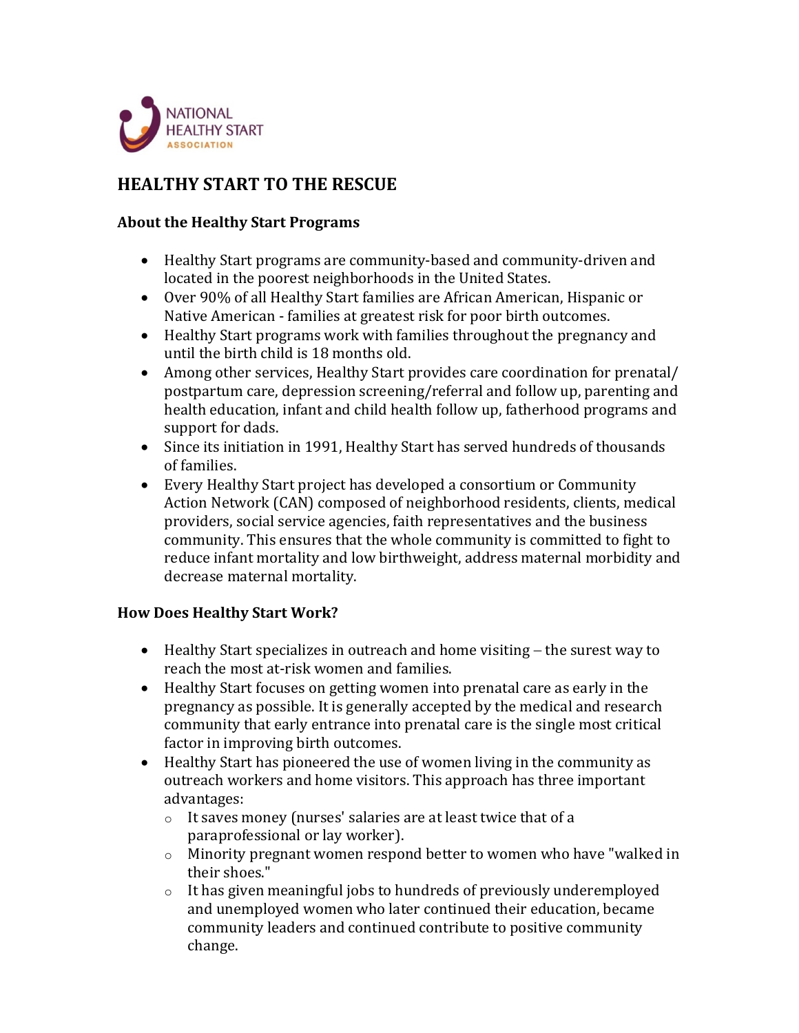NATIONAL HEALTHY START ASSOCIATION

# HEALTHY START TO THE RESCUE

### About the Healthy Start Programs

- Healthy Start programs are community-based and community-driven and located in the poorest neighborhoods in the United States.
- Over 90% of all Healthy Start families are African American, Hispanic or Native American - families at greatest risk for poor birth outcomes.
- Healthy Start programs work with families throughout the pregnancy and until the birth child is 18 months old.
- Among other services, Healthy Start provides care coordination for prenatal/ postpartum care, depression screening/referral and follow up, parenting and health education, infant and child health follow up, fatherhood programs and support for dads.
- Since its initiation in 1991, Healthy Start has served hundreds of thousands of families.
- Every Healthy Start project has developed a consortium or Community Action Network (CAN) composed of neighborhood residents, clients, medical providers, social service agencies, faith representatives and the business community. This ensures that the whole community is committed to fight to reduce infant mortality and low birthweight, address maternal morbidity and decrease maternal mortality.

### How Does Healthy Start Work?

- Healthy Start specializes in outreach and home visiting – the surest way to reach the most at-risk women and families.
- Healthy Start focuses on getting women into prenatal care as early in the pregnancy as possible. It is generally accepted by the medical and research community that early entrance into prenatal care is the single most critical factor in improving birth outcomes.
- Healthy Start has pioneered the use of women living in the community as outreach workers and home visitors. This approach has three important advantages:
  - It saves money (nurses' salaries are at least twice that of a paraprofessional or lay worker).
  - Minority pregnant women respond better to women who have "walked in their shoes."
  - It has given meaningful jobs to hundreds of previously underemployed and unemployed women who later continued their education, became community leaders and continued contribute to positive community change.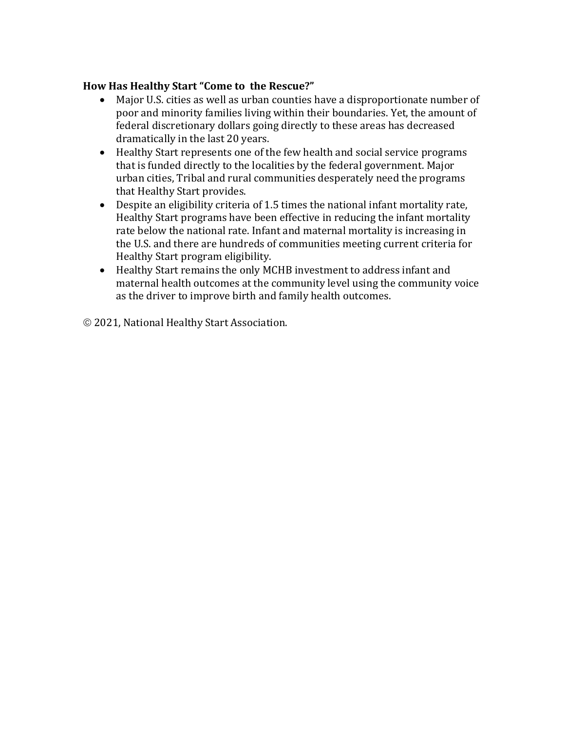**How Has Healthy Start "Come to the Rescue?"**

- Major U.S. cities as well as urban counties have a disproportionate number of poor and minority families living within their boundaries. Yet, the amount of federal discretionary dollars going directly to these areas has decreased dramatically in the last 20 years.
- Healthy Start represents one of the few health and social service programs that is funded directly to the localities by the federal government. Major urban cities, Tribal and rural communities desperately need the programs that Healthy Start provides.
- Despite an eligibility criteria of 1.5 times the national infant mortality rate, Healthy Start programs have been effective in reducing the infant mortality rate below the national rate. Infant and maternal mortality is increasing in the U.S. and there are hundreds of communities meeting current criteria for Healthy Start program eligibility.
- Healthy Start remains the only MCHB investment to address infant and maternal health outcomes at the community level using the community voice as the driver to improve birth and family health outcomes.

© 2021, National Healthy Start Association.